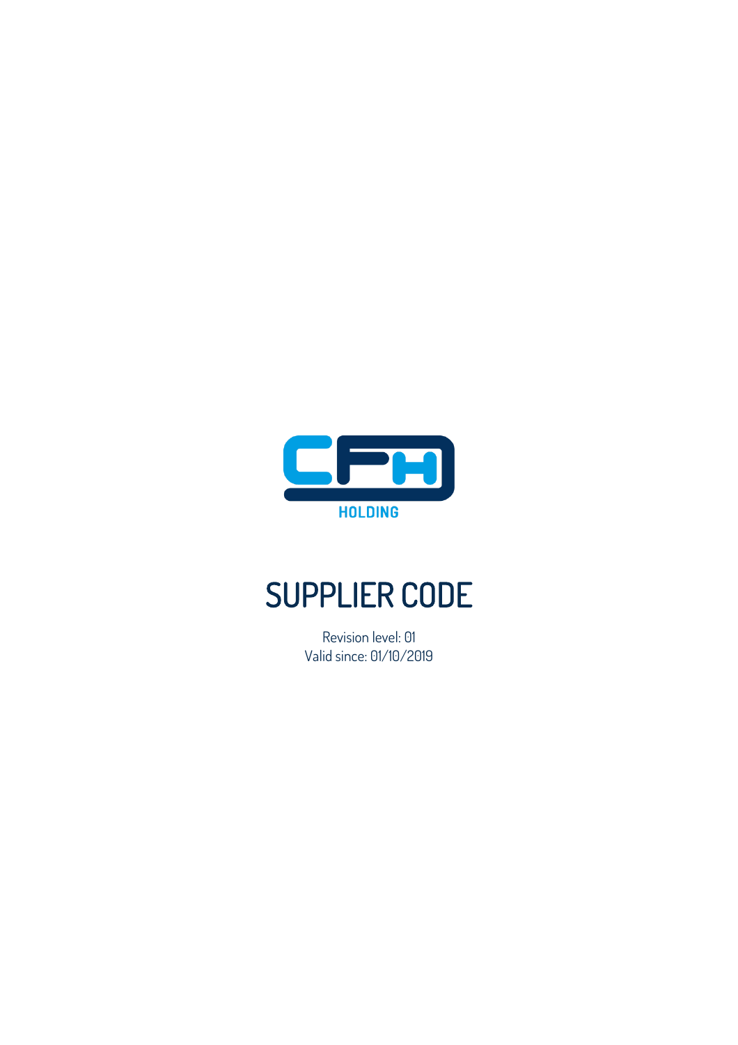HOLDING

# SUPPLIER CODE

Revision level: 01
Valid since: 01/10/2019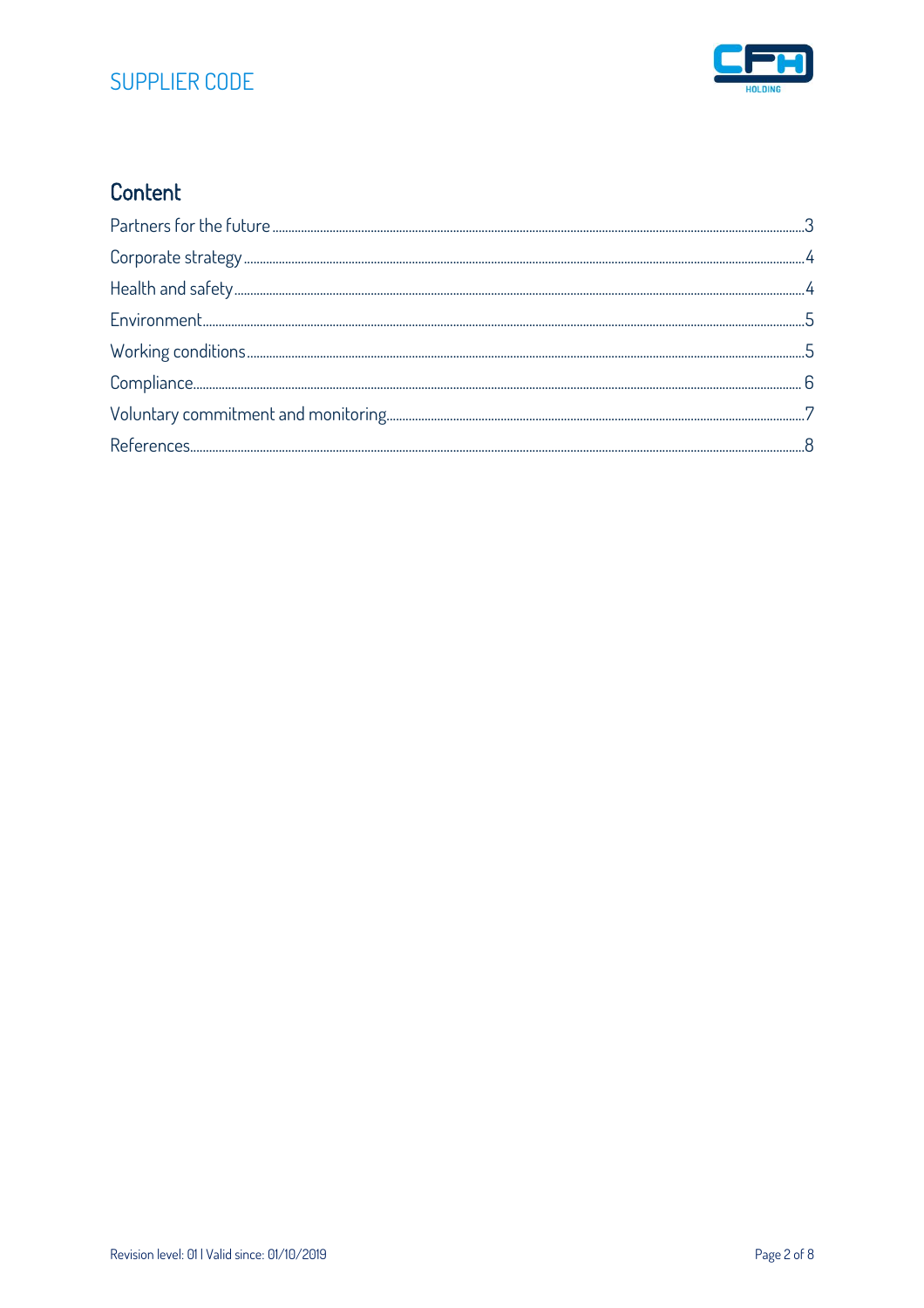## Content

| | |
|---|---|
| Partners for the future | 3 |
| Corporate strategy | 4 |
| Health and safety | 4 |
| Environment | 5 |
| Working conditions | 5 |
| Compliance | 6 |
| Voluntary commitment and monitoring | 7 |
| References | 8 |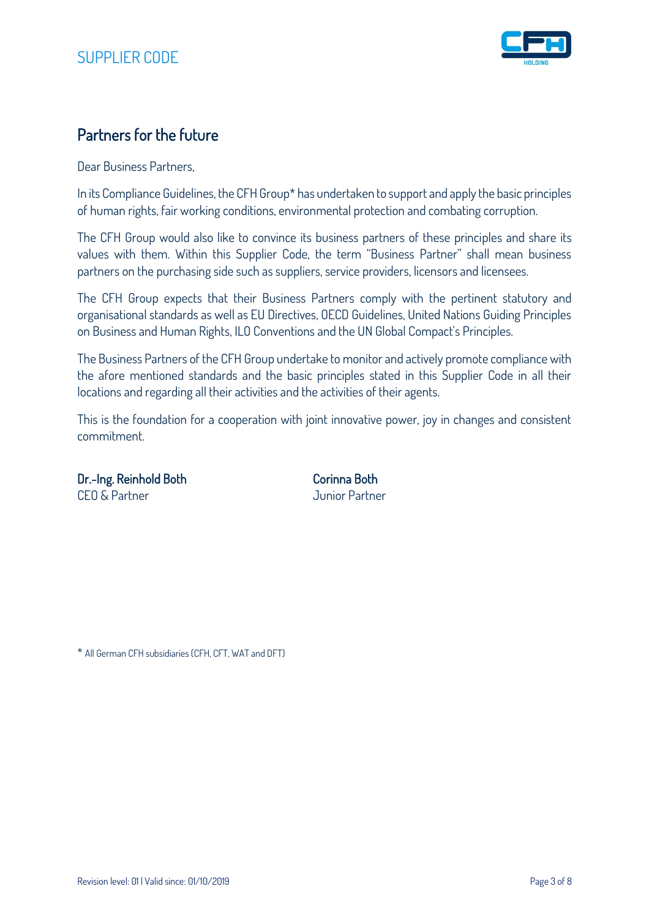## Partners for the future

Dear Business Partners,

In its Compliance Guidelines, the CFH Group* has undertaken to support and apply the basic principles of human rights, fair working conditions, environmental protection and combating corruption.

The CFH Group would also like to convince its business partners of these principles and share its values with them. Within this Supplier Code, the term "Business Partner" shall mean business partners on the purchasing side such as suppliers, service providers, licensors and licensees.

The CFH Group expects that their Business Partners comply with the pertinent statutory and organisational standards as well as EU Directives, OECD Guidelines, United Nations Guiding Principles on Business and Human Rights, ILO Conventions and the UN Global Compact's Principles.

The Business Partners of the CFH Group undertake to monitor and actively promote compliance with the afore mentioned standards and the basic principles stated in this Supplier Code in all their locations and regarding all their activities and the activities of their agents.

This is the foundation for a cooperation with joint innovative power, joy in changes and consistent commitment.

**Dr.-Ing. Reinhold Both**
CEO & Partner

**Corinna Both**
Junior Partner

* All German CFH subsidiaries (CFH, CFT, WAT and DFT)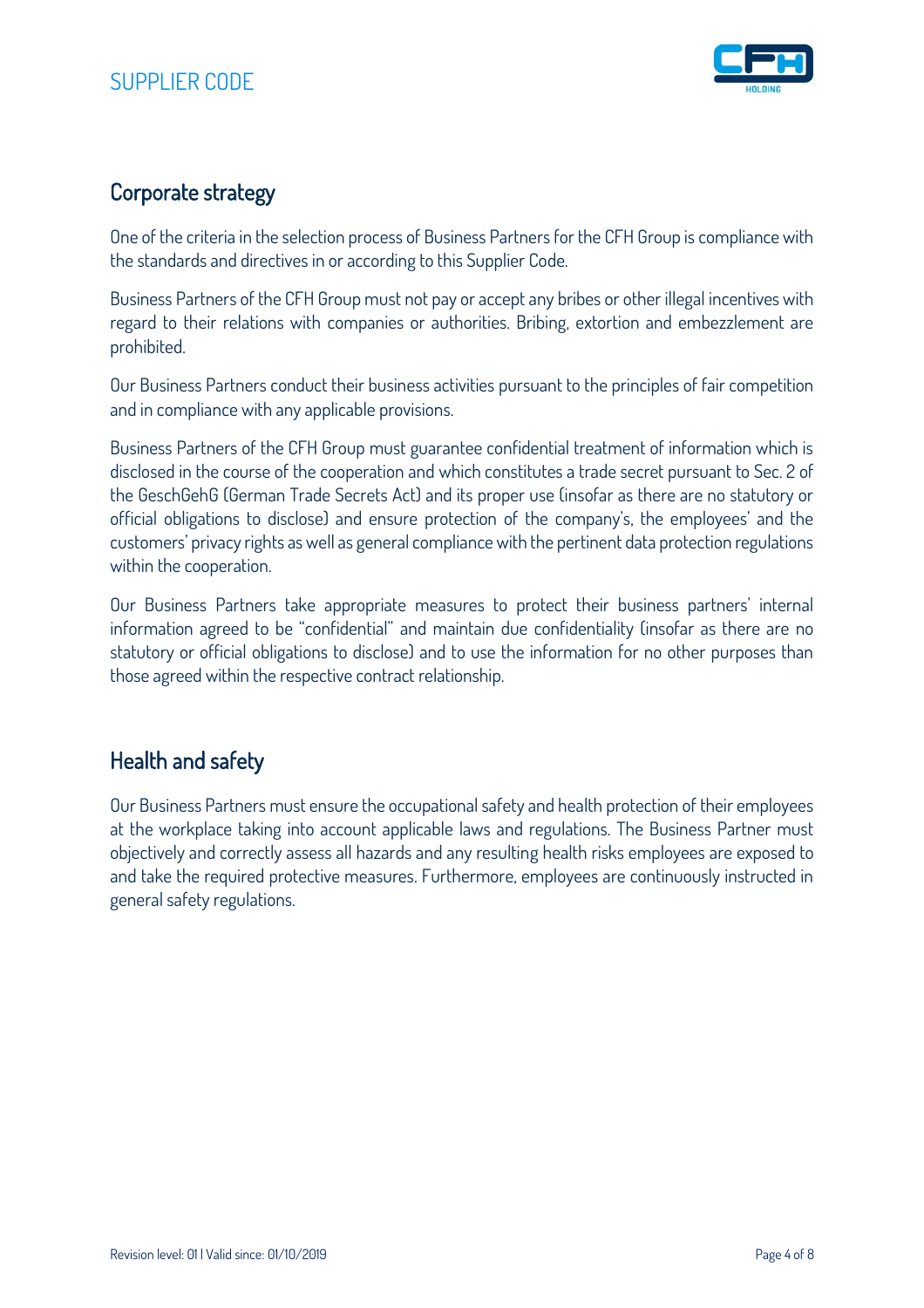## Corporate strategy

One of the criteria in the selection process of Business Partners for the CFH Group is compliance with the standards and directives in or according to this Supplier Code.

Business Partners of the CFH Group must not pay or accept any bribes or other illegal incentives with regard to their relations with companies or authorities. Bribing, extortion and embezzlement are prohibited.

Our Business Partners conduct their business activities pursuant to the principles of fair competition and in compliance with any applicable provisions.

Business Partners of the CFH Group must guarantee confidential treatment of information which is disclosed in the course of the cooperation and which constitutes a trade secret pursuant to Sec. 2 of the GeschGehG (German Trade Secrets Act) and its proper use (insofar as there are no statutory or official obligations to disclose) and ensure protection of the company's, the employees' and the customers' privacy rights as well as general compliance with the pertinent data protection regulations within the cooperation.

Our Business Partners take appropriate measures to protect their business partners' internal information agreed to be "confidential" and maintain due confidentiality (insofar as there are no statutory or official obligations to disclose) and to use the information for no other purposes than those agreed within the respective contract relationship.

## Health and safety

Our Business Partners must ensure the occupational safety and health protection of their employees at the workplace taking into account applicable laws and regulations. The Business Partner must objectively and correctly assess all hazards and any resulting health risks employees are exposed to and take the required protective measures. Furthermore, employees are continuously instructed in general safety regulations.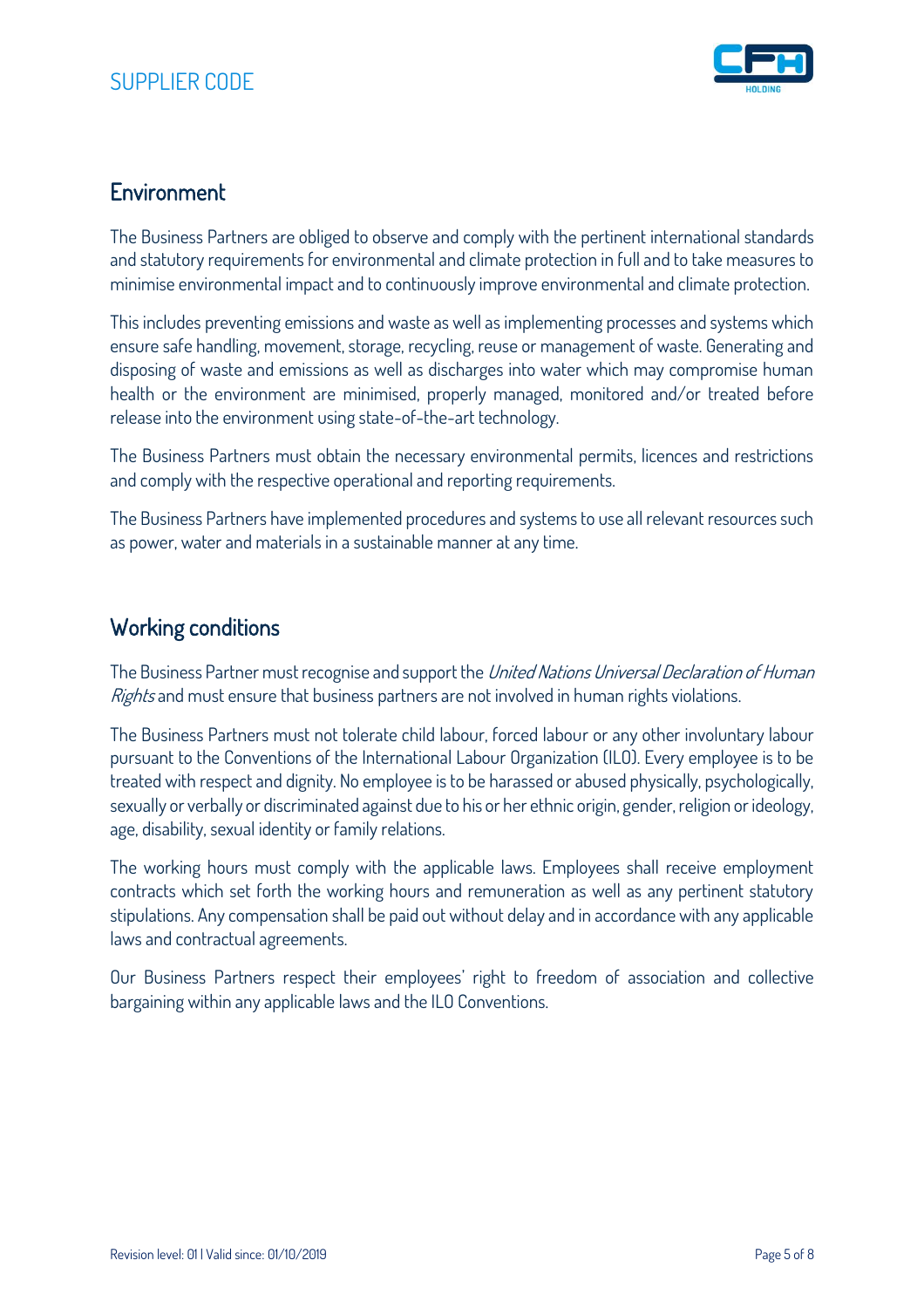## Environment

The Business Partners are obliged to observe and comply with the pertinent international standards and statutory requirements for environmental and climate protection in full and to take measures to minimise environmental impact and to continuously improve environmental and climate protection.

This includes preventing emissions and waste as well as implementing processes and systems which ensure safe handling, movement, storage, recycling, reuse or management of waste. Generating and disposing of waste and emissions as well as discharges into water which may compromise human health or the environment are minimised, properly managed, monitored and/or treated before release into the environment using state-of-the-art technology.

The Business Partners must obtain the necessary environmental permits, licences and restrictions and comply with the respective operational and reporting requirements.

The Business Partners have implemented procedures and systems to use all relevant resources such as power, water and materials in a sustainable manner at any time.

## Working conditions

The Business Partner must recognise and support the *United Nations Universal Declaration of Human Rights* and must ensure that business partners are not involved in human rights violations.

The Business Partners must not tolerate child labour, forced labour or any other involuntary labour pursuant to the Conventions of the International Labour Organization (ILO). Every employee is to be treated with respect and dignity. No employee is to be harassed or abused physically, psychologically, sexually or verbally or discriminated against due to his or her ethnic origin, gender, religion or ideology, age, disability, sexual identity or family relations.

The working hours must comply with the applicable laws. Employees shall receive employment contracts which set forth the working hours and remuneration as well as any pertinent statutory stipulations. Any compensation shall be paid out without delay and in accordance with any applicable laws and contractual agreements.

Our Business Partners respect their employees' right to freedom of association and collective bargaining within any applicable laws and the ILO Conventions.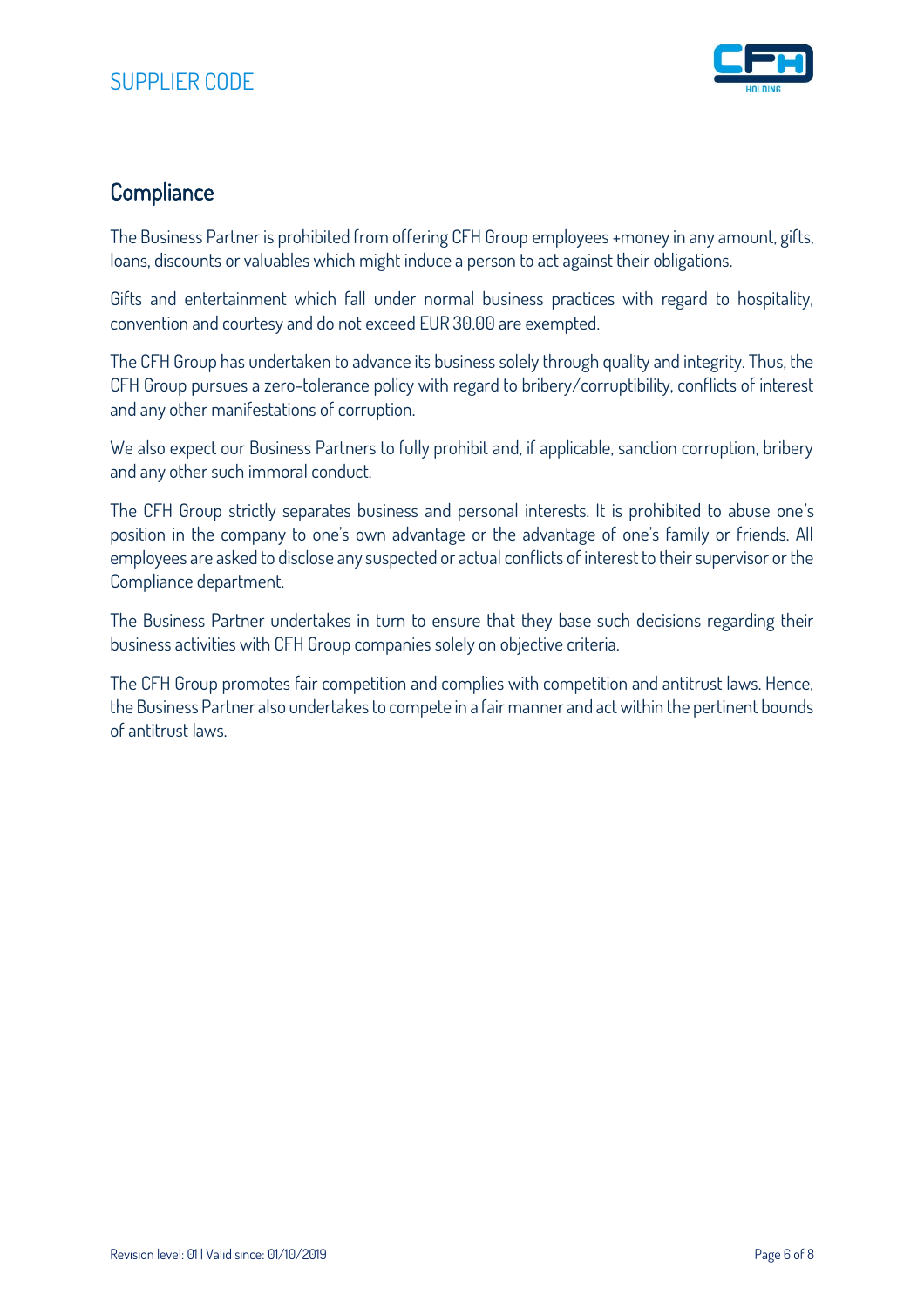## Compliance

The Business Partner is prohibited from offering CFH Group employees +money in any amount, gifts, loans, discounts or valuables which might induce a person to act against their obligations.

Gifts and entertainment which fall under normal business practices with regard to hospitality, convention and courtesy and do not exceed EUR 30.00 are exempted.

The CFH Group has undertaken to advance its business solely through quality and integrity. Thus, the CFH Group pursues a zero-tolerance policy with regard to bribery/corruptibility, conflicts of interest and any other manifestations of corruption.

We also expect our Business Partners to fully prohibit and, if applicable, sanction corruption, bribery and any other such immoral conduct.

The CFH Group strictly separates business and personal interests. It is prohibited to abuse one's position in the company to one's own advantage or the advantage of one's family or friends. All employees are asked to disclose any suspected or actual conflicts of interest to their supervisor or the Compliance department.

The Business Partner undertakes in turn to ensure that they base such decisions regarding their business activities with CFH Group companies solely on objective criteria.

The CFH Group promotes fair competition and complies with competition and antitrust laws. Hence, the Business Partner also undertakes to compete in a fair manner and act within the pertinent bounds of antitrust laws.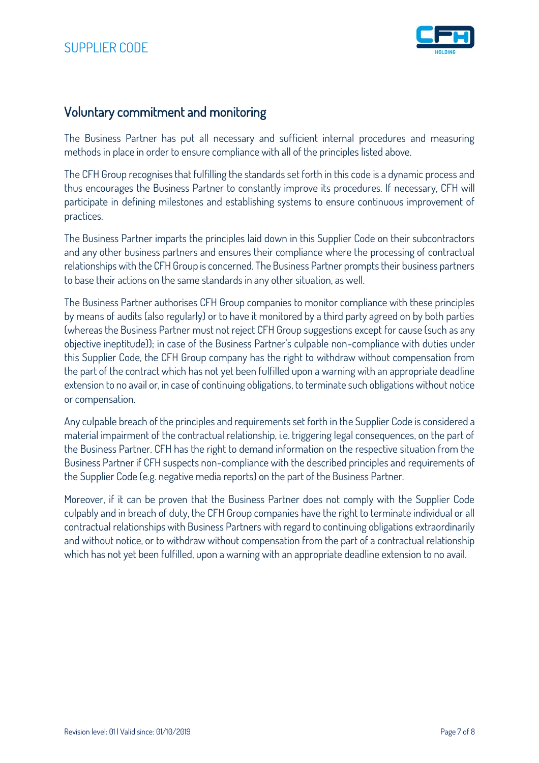## Voluntary commitment and monitoring

The Business Partner has put all necessary and sufficient internal procedures and measuring methods in place in order to ensure compliance with all of the principles listed above.

The CFH Group recognises that fulfilling the standards set forth in this code is a dynamic process and thus encourages the Business Partner to constantly improve its procedures. If necessary, CFH will participate in defining milestones and establishing systems to ensure continuous improvement of practices.

The Business Partner imparts the principles laid down in this Supplier Code on their subcontractors and any other business partners and ensures their compliance where the processing of contractual relationships with the CFH Group is concerned. The Business Partner prompts their business partners to base their actions on the same standards in any other situation, as well.

The Business Partner authorises CFH Group companies to monitor compliance with these principles by means of audits (also regularly) or to have it monitored by a third party agreed on by both parties (whereas the Business Partner must not reject CFH Group suggestions except for cause (such as any objective ineptitude)); in case of the Business Partner's culpable non-compliance with duties under this Supplier Code, the CFH Group company has the right to withdraw without compensation from the part of the contract which has not yet been fulfilled upon a warning with an appropriate deadline extension to no avail or, in case of continuing obligations, to terminate such obligations without notice or compensation.

Any culpable breach of the principles and requirements set forth in the Supplier Code is considered a material impairment of the contractual relationship, i.e. triggering legal consequences, on the part of the Business Partner. CFH has the right to demand information on the respective situation from the Business Partner if CFH suspects non-compliance with the described principles and requirements of the Supplier Code (e.g. negative media reports) on the part of the Business Partner.

Moreover, if it can be proven that the Business Partner does not comply with the Supplier Code culpably and in breach of duty, the CFH Group companies have the right to terminate individual or all contractual relationships with Business Partners with regard to continuing obligations extraordinarily and without notice, or to withdraw without compensation from the part of a contractual relationship which has not yet been fulfilled, upon a warning with an appropriate deadline extension to no avail.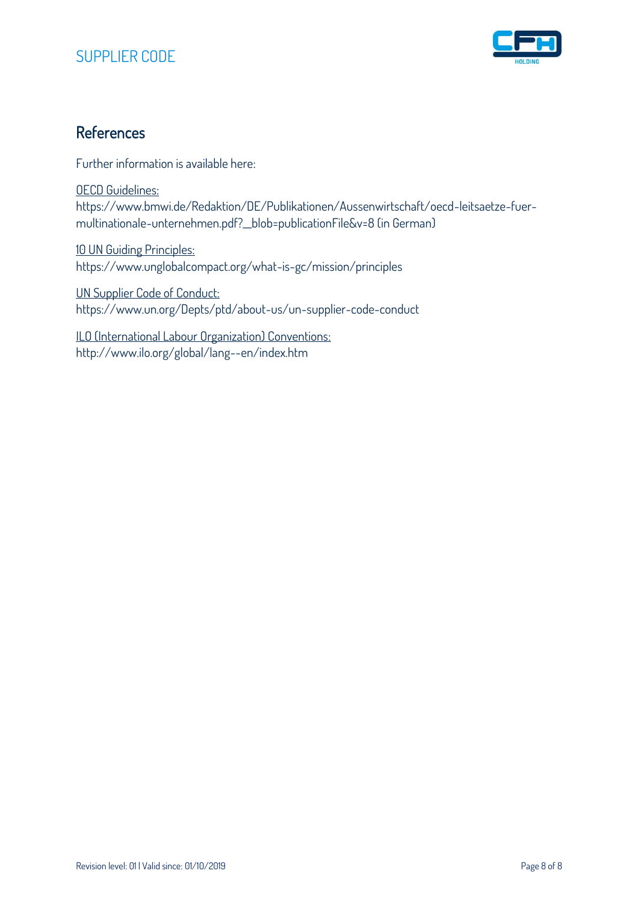## References

Further information is available here:

OECD Guidelines:
https://www.bmwi.de/Redaktion/DE/Publikationen/Aussenwirtschaft/oecd-leitsaetze-fuer-multinationale-unternehmen.pdf?__blob=publicationFile&v=8 (in German)

10 UN Guiding Principles:
https://www.unglobalcompact.org/what-is-gc/mission/principles

UN Supplier Code of Conduct:
https://www.un.org/Depts/ptd/about-us/un-supplier-code-conduct

ILO (International Labour Organization) Conventions:
http://www.ilo.org/global/lang--en/index.htm